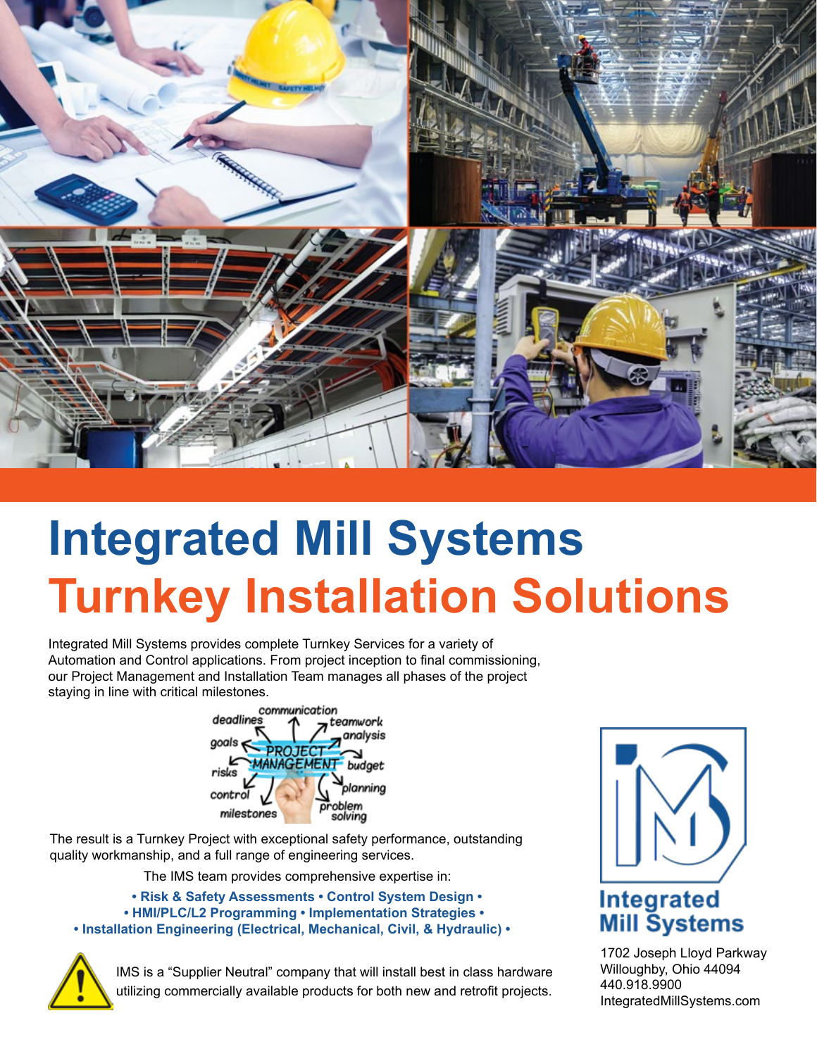# Integrated Mill Systems

## Turnkey Installation Solutions

Integrated Mill Systems provides complete Turnkey Services for a variety of Automation and Control applications. From project inception to final commissioning, our Project Management and Installation Team manages all phases of the project staying in line with critical milestones.

The result is a Turnkey Project with exceptional safety performance, outstanding quality workmanship, and a full range of engineering services.

The IMS team provides comprehensive expertise in:

**• Risk & Safety Assessments • Control System Design •**
**• HMI/PLC/L2 Programming • Implementation Strategies •**
**• Installation Engineering (Electrical, Mechanical, Civil, & Hydraulic) •**

IMS is a "Supplier Neutral" company that will install best in class hardware utilizing commercially available products for both new and retrofit projects.

**Integrated Mill Systems**

1702 Joseph Lloyd Parkway
Willoughby, Ohio 44094
440.918.9900
IntegratedMillSystems.com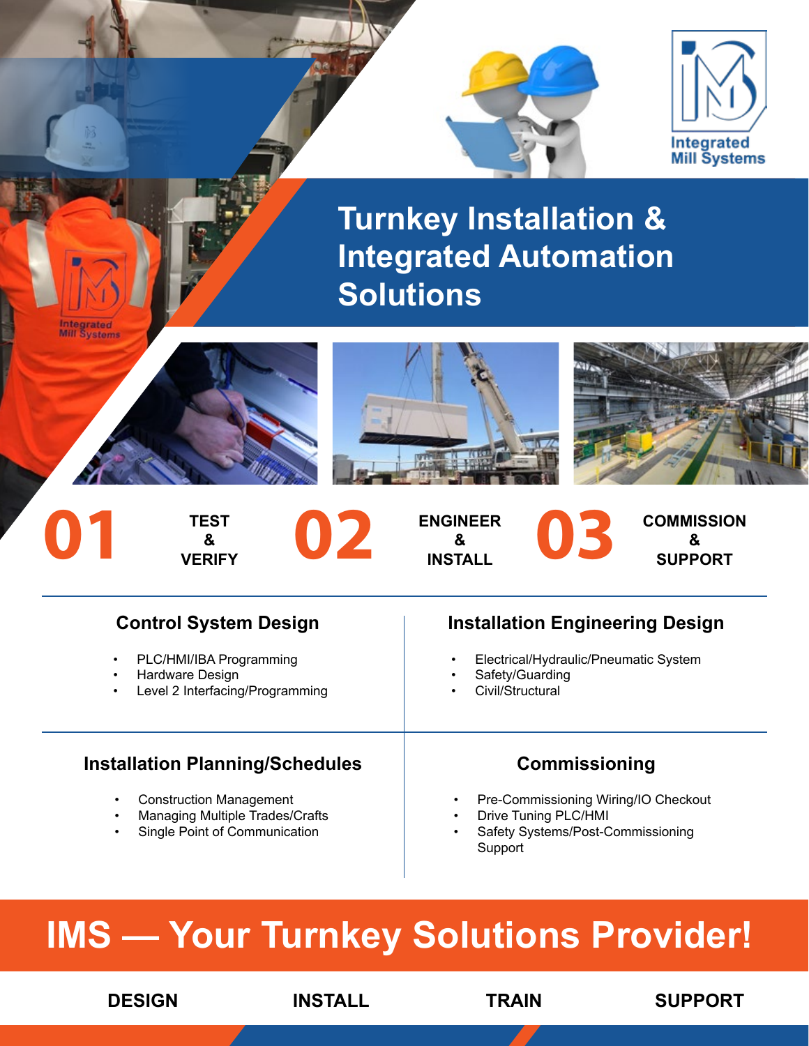Integrated Mill Systems

# Turnkey Installation & Integrated Automation Solutions

**01** TEST & VERIFY

**02** ENGINEER & INSTALL

**03** COMMISSION & SUPPORT

### Control System Design

- PLC/HMI/IBA Programming
- Hardware Design
- Level 2 Interfacing/Programming

### Installation Engineering Design

- Electrical/Hydraulic/Pneumatic System
- Safety/Guarding
- Civil/Structural

### Installation Planning/Schedules

- Construction Management
- Managing Multiple Trades/Crafts
- Single Point of Communication

### Commissioning

- Pre-Commissioning Wiring/IO Checkout
- Drive Tuning PLC/HMI
- Safety Systems/Post-Commissioning Support

## IMS — Your Turnkey Solutions Provider!

**DESIGN** **INSTALL** **TRAIN** **SUPPORT**